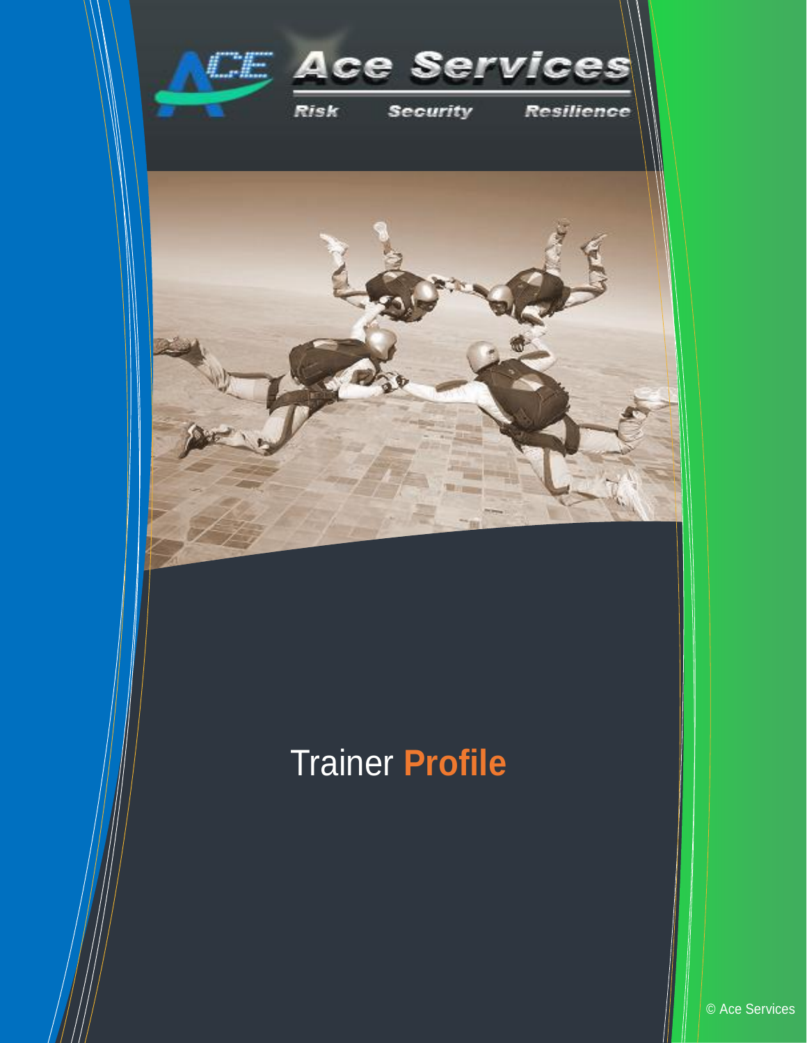Ace Services

Risk Security Resilience

# Trainer **Profile**

© Ace Services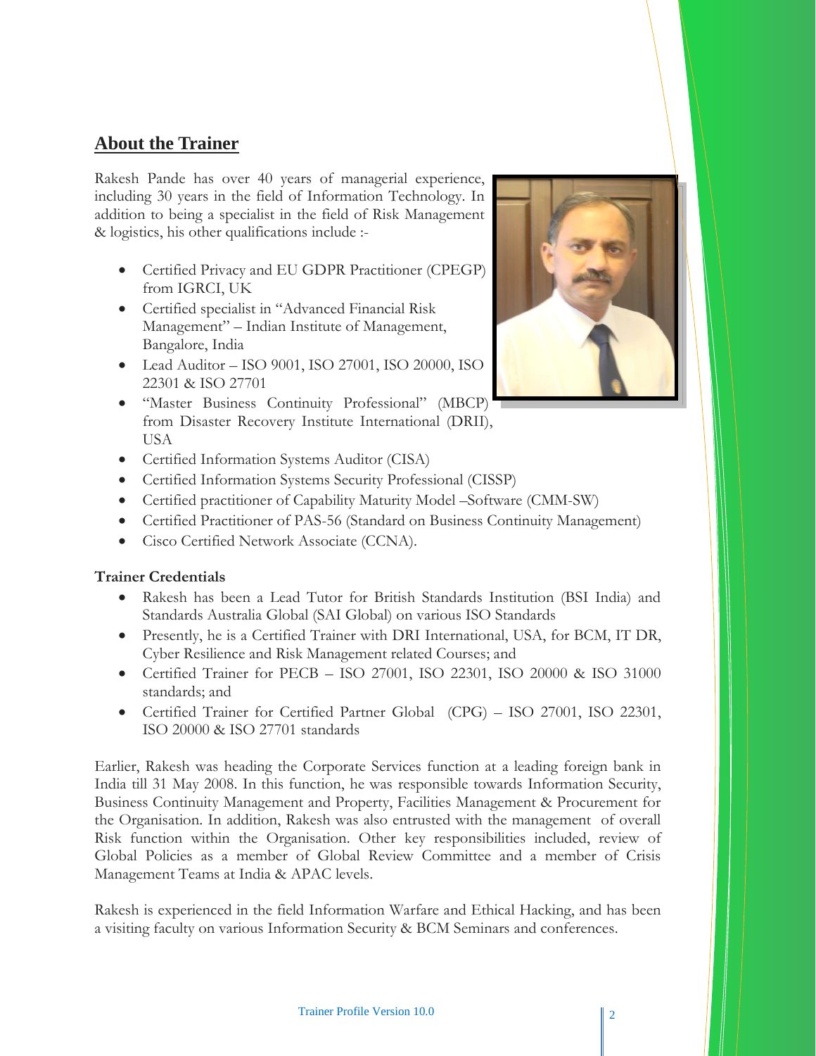## About the Trainer

Rakesh Pande has over 40 years of managerial experience, including 30 years in the field of Information Technology. In addition to being a specialist in the field of Risk Management & logistics, his other qualifications include :-

- Certified Privacy and EU GDPR Practitioner (CPEGP) from IGRCI, UK
- Certified specialist in "Advanced Financial Risk Management" – Indian Institute of Management, Bangalore, India
- Lead Auditor – ISO 9001, ISO 27001, ISO 20000, ISO 22301 & ISO 27701
- "Master Business Continuity Professional" (MBCP) from Disaster Recovery Institute International (DRII), USA
- Certified Information Systems Auditor (CISA)
- Certified Information Systems Security Professional (CISSP)
- Certified practitioner of Capability Maturity Model –Software (CMM-SW)
- Certified Practitioner of PAS-56 (Standard on Business Continuity Management)
- Cisco Certified Network Associate (CCNA).

**Trainer Credentials**

- Rakesh has been a Lead Tutor for British Standards Institution (BSI India) and Standards Australia Global (SAI Global) on various ISO Standards
- Presently, he is a Certified Trainer with DRI International, USA, for BCM, IT DR, Cyber Resilience and Risk Management related Courses; and
- Certified Trainer for PECB – ISO 27001, ISO 22301, ISO 20000 & ISO 31000 standards; and
- Certified Trainer for Certified Partner Global (CPG) – ISO 27001, ISO 22301, ISO 20000 & ISO 27701 standards

Earlier, Rakesh was heading the Corporate Services function at a leading foreign bank in India till 31 May 2008. In this function, he was responsible towards Information Security, Business Continuity Management and Property, Facilities Management & Procurement for the Organisation. In addition, Rakesh was also entrusted with the management of overall Risk function within the Organisation. Other key responsibilities included, review of Global Policies as a member of Global Review Committee and a member of Crisis Management Teams at India & APAC levels.

Rakesh is experienced in the field Information Warfare and Ethical Hacking, and has been a visiting faculty on various Information Security & BCM Seminars and conferences.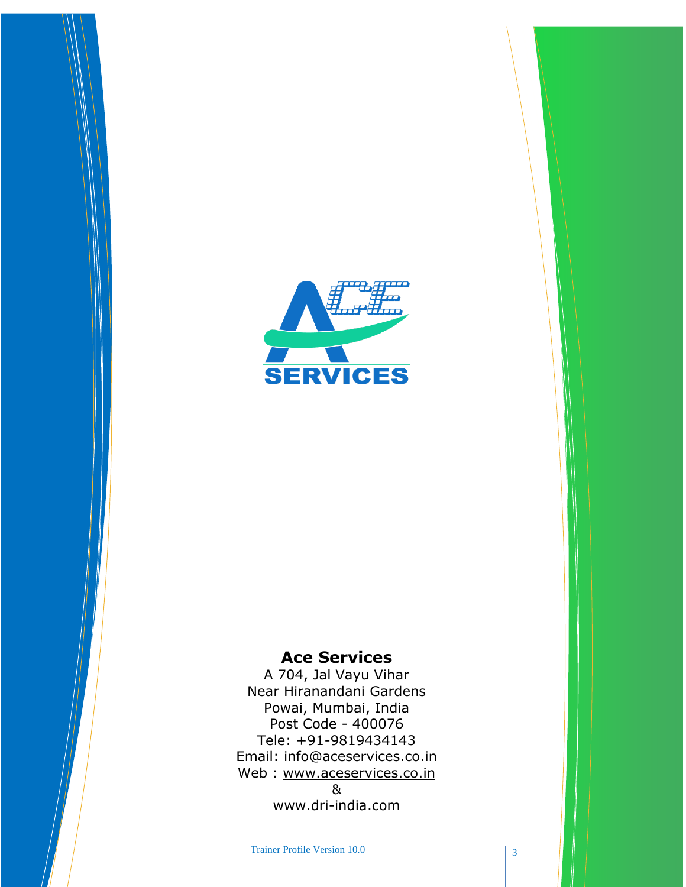**Ace Services**

A 704, Jal Vayu Vihar
Near Hiranandani Gardens
Powai, Mumbai, India
Post Code - 400076
Tele: +91-9819434143
Email: info@aceservices.co.in
Web : www.aceservices.co.in
&
www.dri-india.com